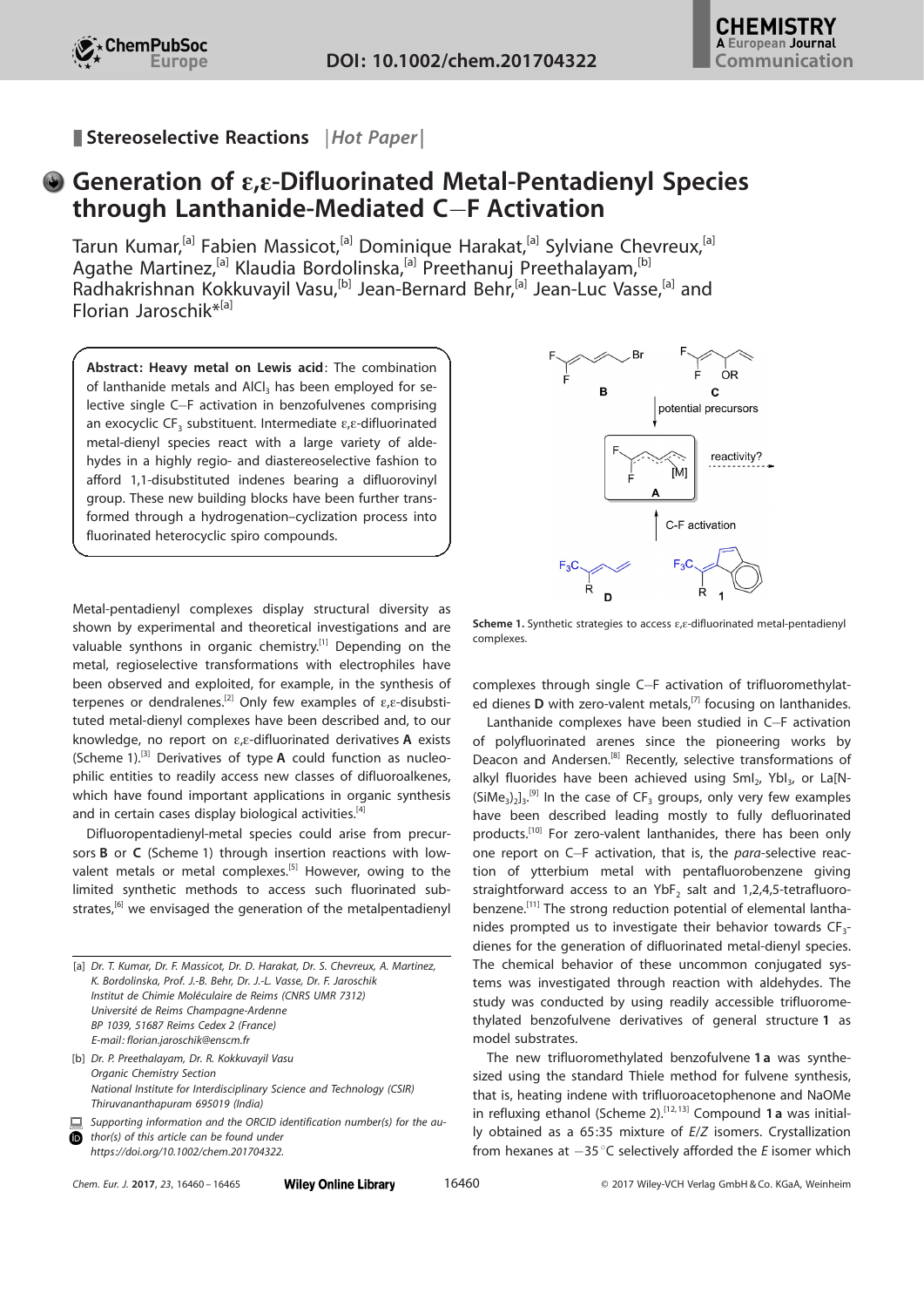**Stereoselective Reactions** | *Hot Paper* |

# Generation of ε,ε-Difluorinated Metal-Pentadienyl Species through Lanthanide-Mediated C−F Activation

Tarun Kumar,[a] Fabien Massicot,[a] Dominique Harakat,[a] Sylviane Chevreux,[a] Agathe Martinez,[a] Klaudia Bordolinska,[a] Preethanuj Preethalayam,[b] Radhakrishnan Kokkuvayil Vasu,[b] Jean-Bernard Behr,[a] Jean-Luc Vasse,[a] and Florian Jaroschik*[a]

**Abstract: Heavy metal on Lewis acid**: The combination of lanthanide metals and $AlCl_3$ has been employed for selective single C−F activation in benzofulvenes comprising an exocyclic $CF_3$ substituent. Intermediate ε,ε-difluorinated metal-dienyl species react with a large variety of aldehydes in a highly regio- and diastereoselective fashion to afford 1,1-disubstituted indenes bearing a difluorovinyl group. These new building blocks have been further transformed through a hydrogenation–cyclization process into fluorinated heterocyclic spiro compounds.

Metal-pentadienyl complexes display structural diversity as shown by experimental and theoretical investigations and are valuable synthons in organic chemistry.[1] Depending on the metal, regioselective transformations with electrophiles have been observed and exploited, for example, in the synthesis of terpenes or dendralenes.[2] Only few examples of ε,ε-disubstituted metal-dienyl complexes have been described and, to our knowledge, no report on ε,ε-difluorinated derivatives **A** exists (Scheme 1).[3] Derivatives of type **A** could function as nucleophilic entities to readily access new classes of difluoroalkenes, which have found important applications in organic synthesis and in certain cases display biological activities.[4]

Difluoropentadienyl-metal species could arise from precursors **B** or **C** (Scheme 1) through insertion reactions with low-valent metals or metal complexes.[5] However, owing to the limited synthetic methods to access such fluorinated substrates,[6] we envisaged the generation of the metalpentadienyl complexes through single C−F activation of trifluoromethylated dienes **D** with zero-valent metals,[7] focusing on lanthanides.

**Scheme 1.** Synthetic strategies to access ε,ε-difluorinated metal-pentadienyl complexes.

Lanthanide complexes have been studied in C−F activation of polyfluorinated arenes since the pioneering works by Deacon and Andersen.[8] Recently, selective transformations of alkyl fluorides have been achieved using $SmI_2$, $YbI_3$, or $La[N(SiMe_3)_2]_3$.[9] In the case of $CF_3$ groups, only very few examples have been described leading mostly to fully defluorinated products.[10] For zero-valent lanthanides, there has been only one report on C−F activation, that is, the *para*-selective reaction of ytterbium metal with pentafluorobenzene giving straightforward access to an $YbF_2$ salt and 1,2,4,5-tetrafluorobenzene.[11] The strong reduction potential of elemental lanthanides prompted us to investigate their behavior towards $CF_3$-dienes for the generation of difluorinated metal-dienyl species. The chemical behavior of these uncommon conjugated systems was investigated through reaction with aldehydes. The study was conducted by using readily accessible trifluoromethylated benzofulvene derivatives of general structure **1** as model substrates.

The new trifluoromethylated benzofulvene **1a** was synthesized using the standard Thiele method for fulvene synthesis, that is, heating indene with trifluoroacetophenone and NaOMe in refluxing ethanol (Scheme 2).[12,13] Compound **1a** was initially obtained as a 65:35 mixture of *E*/*Z* isomers. Crystallization from hexanes at −35 °C selectively afforded the *E* isomer which

---

[a] Dr. T. Kumar, Dr. F. Massicot, Dr. D. Harakat, Dr. S. Chevreux, A. Martinez, K. Bordolinska, Prof. J.-B. Behr, Dr. J.-L. Vasse, Dr. F. Jaroschik
Institut de Chimie Moléculaire de Reims (CNRS UMR 7312)
Université de Reims Champagne-Ardenne
BP 1039, 51687 Reims Cedex 2 (France)
E-mail: florian.jaroschik@enscm.fr

[b] Dr. P. Preethalayam, Dr. R. Kokkuvayil Vasu
Organic Chemistry Section
National Institute for Interdisciplinary Science and Technology (CSIR)
Thiruvananthapuram 695019 (India)

Supporting information and the ORCID identification number(s) for the author(s) of this article can be found under https://doi.org/10.1002/chem.201704322.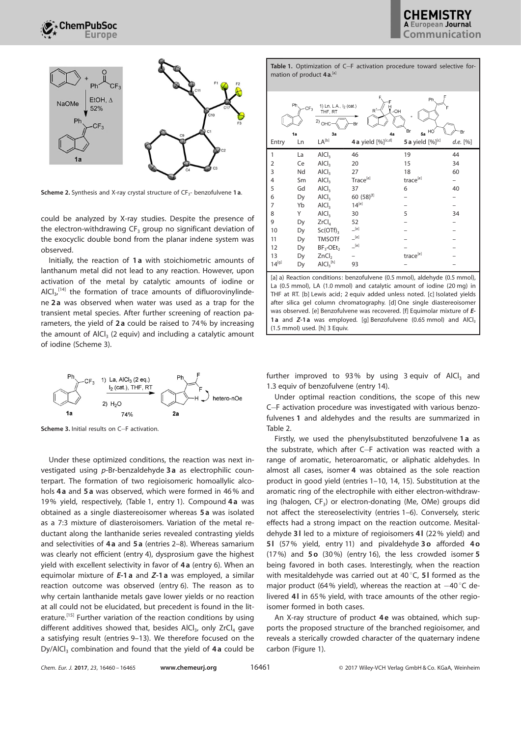**Scheme 2.** Synthesis and X-ray crystal structure of $CF_3$- benzofulvene **1a**.

could be analyzed by X-ray studies. Despite the presence of the electron-withdrawing $CF_3$ group no significant deviation of the exocyclic double bond from the planar indene system was observed.

Initially, the reaction of **1a** with stoichiometric amounts of lanthanum metal did not lead to any reaction. However, upon activation of the metal by catalytic amounts of iodine or $AlCl_3$,[14] the formation of trace amounts of difluorovinylindene **2a** was observed when water was used as a trap for the transient metal species. After further screening of reaction parameters, the yield of **2a** could be raised to 74% by increasing the amount of $AlCl_3$ (2 equiv) and including a catalytic amount of iodine (Scheme 3).

**Scheme 3.** Initial results on C–F activation.

Under these optimized conditions, the reaction was next investigated using *p*-Br-benzaldehyde **3a** as electrophilic counterpart. The formation of two regioisomeric homoallylic alcohols **4a** and **5a** was observed, which were formed in 46% and 19% yield, respectively, (Table 1, entry 1). Compound **4a** was obtained as a single diasteroisomer whereas **5a** was isolated as a 7:3 mixture of diasteroisomers. Variation of the metal reductant along the lanthanide series revealed contrasting yields and selectivities of **4a** and **5a** (entries 2–8). Whereas samarium was clearly not efficient (entry 4), dysprosium gave the highest yield with excellent selectivity in favor of **4a** (entry 6). When an equimolar mixture of ***E*-1a** and ***Z*-1a** was employed, a similar reaction outcome was observed (entry 6). The reason as to why certain lanthanide metals gave lower yields or no reaction at all could not be elucidated, but precedent is found in the literature.[15] Further variation of the reaction conditions by using different additives showed that, besides $AlCl_3$, only $ZrCl_4$ gave a satisfying result (entries 9–13). We therefore focused on the Dy/$AlCl_3$ combination and found that the yield of **4a** could be further improved to 93% by using 3 equiv of $AlCl_3$ and 1.3 equiv of benzofulvene (entry 14).

**Table 1.** Optimization of C–F activation procedure toward selective formation of product **4a**.[a]

| Entry | Ln | LA[b] | **4a** yield [%][c,d] | **5a** yield [%][c] | *d.e.* [%] |
|---|---|---|---|---|---|
| 1 | La | $AlCl_3$ | 46 | 19 | 44 |
| 2 | Ce | $AlCl_3$ | 20 | 15 | 34 |
| 3 | Nd | $AlCl_3$ | 27 | 18 | 60 |
| 4 | Sm | $AlCl_3$ | Trace[e] | trace[e] | – |
| 5 | Gd | $AlCl_3$ | 37 | 6 | 40 |
| 6 | Dy | $AlCl_3$ | 60 (58)[f] | – | – |
| 7 | Yb | $AlCl_3$ | 14[e] | – | – |
| 8 | Y | $AlCl_3$ | 30 | 5 | 34 |
| 9 | Dy | $ZrCl_4$ | 52 | – | – |
| 10 | Dy | $Sc(OTf)_3$ | –[e] | – | – |
| 11 | Dy | TMSOTf | –[e] | – | – |
| 12 | Dy | $BF_3{\cdot}OEt_2$ | –[e] | – | – |
| 13 | Dy | $ZnCl_2$ | – | trace[e] | – |
| 14[g] | Dy | $AlCl_3$[h] | 93 | – | – |

[a] a) Reaction conditions: benzofulvene (0.5 mmol), aldehyde (0.5 mmol), La (0.5 mmol), LA (1.0 mmol) and catalytic amount of iodine (20 mg) in THF at RT. [b] Lewis acid; 2 equiv added unless noted. [c] Isolated yields after silica gel column chromatography. [d] One single diastereoisomer was observed. [e] Benzofulvene was recovered. [f] Equimolar mixture of ***E*-1a** and ***Z*-1a** was employed. [g] Benzofulvene (0.65 mmol) and $AlCl_3$ (1.5 mmol) used. [h] 3 Equiv.

Under optimal reaction conditions, the scope of this new C–F activation procedure was investigated with various benzofulvenes **1** and aldehydes and the results are summarized in Table 2.

Firstly, we used the phenylsubstituted benzofulvene **1a** as the substrate, which after C–F activation was reacted with a range of aromatic, heteroaromatic, or aliphatic aldehydes. In almost all cases, isomer **4** was obtained as the sole reaction product in good yield (entries 1–10, 14, 15). Substitution at the aromatic ring of the electrophile with either electron-withdrawing (halogen, $CF_3$) or electron-donating (Me, OMe) groups did not affect the stereoselectivity (entries 1–6). Conversely, steric effects had a strong impact on the reaction outcome. Mesitaldehyde **3l** led to a mixture of regioisomers **4l** (22% yield) and **5l** (57% yield, entry 11) and pivaldehyde **3o** afforded **4o** (17%) and **5o** (30%) (entry 16), the less crowded isomer **5** being favored in both cases. Interestingly, when the reaction with mesitaldehyde was carried out at 40 °C, **5l** formed as the major product (64% yield), whereas the reaction at −40 °C delivered **4l** in 65% yield, with trace amounts of the other regioisomer formed in both cases.

An X-ray structure of product **4e** was obtained, which supports the proposed structure of the branched regioisomer, and reveals a sterically crowded character of the quaternary indene carbon (Figure 1).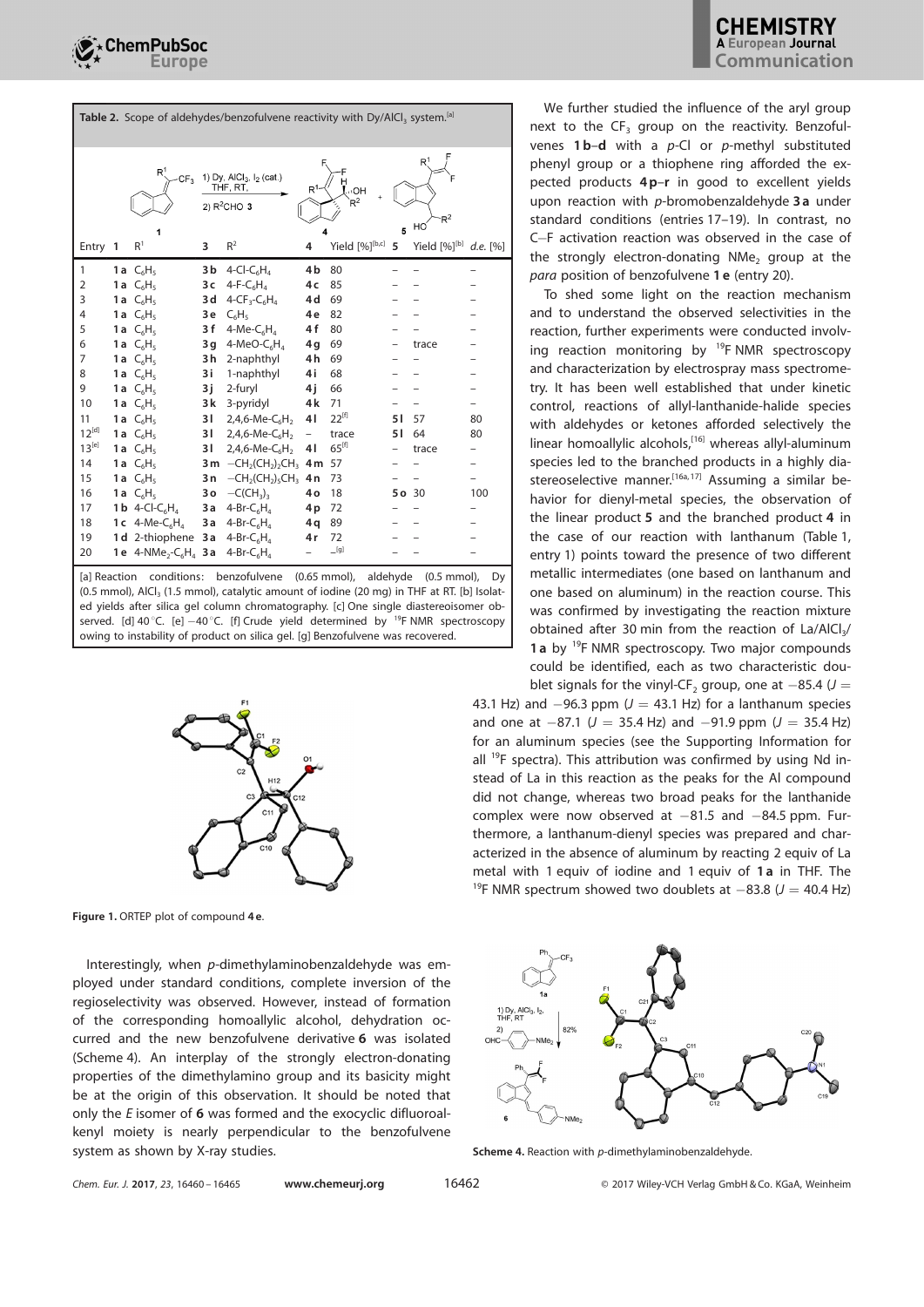**Table 2.** Scope of aldehydes/benzofulvene reactivity with Dy/$AlCl_3$ system.[a]

| Entry | 1 | $R^1$ | 3 | $R^2$ | 4 | Yield [%][b,c] | 5 | Yield [%][b] | d.e. [%] |
|---|---|---|---|---|---|---|---|---|---|
| 1 | 1a | $C_6H_5$ | 3b | 4-Cl-$C_6H_4$ | 4b | 80 | – | – | – |
| 2 | 1a | $C_6H_5$ | 3c | 4-F-$C_6H_4$ | 4c | 85 | – | – | – |
| 3 | 1a | $C_6H_5$ | 3d | 4-$CF_3$-$C_6H_4$ | 4d | 69 | – | – | – |
| 4 | 1a | $C_6H_5$ | 3e | $C_6H_5$ | 4e | 82 | – | – | – |
| 5 | 1a | $C_6H_5$ | 3f | 4-Me-$C_6H_4$ | 4f | 80 | – | – | – |
| 6 | 1a | $C_6H_5$ | 3g | 4-MeO-$C_6H_4$ | 4g | 69 | – | trace | – |
| 7 | 1a | $C_6H_5$ | 3h | 2-naphthyl | 4h | 69 | – | – | – |
| 8 | 1a | $C_6H_5$ | 3i | 1-naphthyl | 4i | 68 | – | – | – |
| 9 | 1a | $C_6H_5$ | 3j | 2-furyl | 4j | 66 | – | – | – |
| 10 | 1a | $C_6H_5$ | 3k | 3-pyridyl | 4k | 71 | – | – | – |
| 11 | 1a | $C_6H_5$ | 3l | 2,4,6-Me-$C_6H_2$ | 4l | 22[f] | 5l | 57 | 80 |
| 12[d] | 1a | $C_6H_5$ | 3l | 2,4,6-Me-$C_6H_2$ | – | trace | 5l | 64 | 80 |
| 13[e] | 1a | $C_6H_5$ | 3l | 2,4,6-Me-$C_6H_2$ | 4l | 65[f] | – | trace | – |
| 14 | 1a | $C_6H_5$ | 3m | $-CH_2(CH_2)_2CH_3$ | 4m | 57 | – | – | – |
| 15 | 1a | $C_6H_5$ | 3n | $-CH_2(CH_2)_5CH_3$ | 4n | 73 | – | – | – |
| 16 | 1a | $C_6H_5$ | 3o | $-C(CH_3)_3$ | 4o | 18 | 5o | 30 | 100 |
| 17 | 1b | 4-Cl-$C_6H_4$ | 3a | 4-Br-$C_6H_4$ | 4p | 72 | – | – | – |
| 18 | 1c | 4-Me-$C_6H_4$ | 3a | 4-Br-$C_6H_4$ | 4q | 89 | – | – | – |
| 19 | 1d | 2-thiophene | 3a | 4-Br-$C_6H_4$ | 4r | 72 | – | – | – |
| 20 | 1e | 4-$NMe_2$-$C_6H_4$ | 3a | 4-Br-$C_6H_4$ | – | –[g] | – | – | – |

[a] Reaction conditions: benzofulvene (0.65 mmol), aldehyde (0.5 mmol), Dy (0.5 mmol), $AlCl_3$ (1.5 mmol), catalytic amount of iodine (20 mg) in THF at RT. [b] Isolated yields after silica gel column chromatography. [c] One single diastereoisomer observed. [d] 40 °C. [e] −40 °C. [f] Crude yield determined by $^{19}F$ NMR spectroscopy owing to instability of product on silica gel. [g] Benzofulvene was recovered.

**Figure 1.** ORTEP plot of compound **4e**.

Interestingly, when *p*-dimethylaminobenzaldehyde was employed under standard conditions, complete inversion of the regioselectivity was observed. However, instead of formation of the corresponding homoallylic alcohol, dehydration occurred and the new benzofulvene derivative **6** was isolated (Scheme 4). An interplay of the strongly electron-donating properties of the dimethylamino group and its basicity might be at the origin of this observation. It should be noted that only the *E* isomer of **6** was formed and the exocyclic difluoroalkenyl moiety is nearly perpendicular to the benzofulvene system as shown by X-ray studies.

We further studied the influence of the aryl group next to the $CF_3$ group on the reactivity. Benzofulvenes **1b**–**d** with a *p*-Cl or *p*-methyl substituted phenyl group or a thiophene ring afforded the expected products **4p**–**r** in good to excellent yields upon reaction with *p*-bromobenzaldehyde **3a** under standard conditions (entries 17–19). In contrast, no C−F activation reaction was observed in the case of the strongly electron-donating $NMe_2$ group at the *para* position of benzofulvene **1e** (entry 20).

To shed some light on the reaction mechanism and to understand the observed selectivities in the reaction, further experiments were conducted involving reaction monitoring by $^{19}F$ NMR spectroscopy and characterization by electrospray mass spectrometry. It has been well established that under kinetic control, reactions of allyl-lanthanide-halide species with aldehydes or ketones afforded selectively the linear homoallylic alcohols,[16] whereas allyl-aluminum species led to the branched products in a highly diastereoselective manner.[16a, 17] Assuming a similar behavior for dienyl-metal species, the observation of the linear product **5** and the branched product **4** in the case of our reaction with lanthanum (Table 1, entry 1) points toward the presence of two different metallic intermediates (one based on lanthanum and one based on aluminum) in the reaction course. This was confirmed by investigating the reaction mixture obtained after 30 min from the reaction of La/$AlCl_3$/**1a** by $^{19}F$ NMR spectroscopy. Two major compounds could be identified, each as two characteristic doublet signals for the vinyl-$CF_2$ group, one at −85.4 ($J$ = 43.1 Hz) and −96.3 ppm ($J$ = 43.1 Hz) for a lanthanum species and one at −87.1 ($J$ = 35.4 Hz) and −91.9 ppm ($J$ = 35.4 Hz) for an aluminum species (see the Supporting Information for all $^{19}F$ spectra). This attribution was confirmed by using Nd instead of La in this reaction as the peaks for the Al compound did not change, whereas two broad peaks for the lanthanide complex were now observed at −81.5 and −84.5 ppm. Furthermore, a lanthanum-dienyl species was prepared and characterized in the absence of aluminum by reacting 2 equiv of La metal with 1 equiv of iodine and 1 equiv of **1a** in THF. The $^{19}F$ NMR spectrum showed two doublets at −83.8 ($J$ = 40.4 Hz)

**Scheme 4.** Reaction with *p*-dimethylaminobenzaldehyde.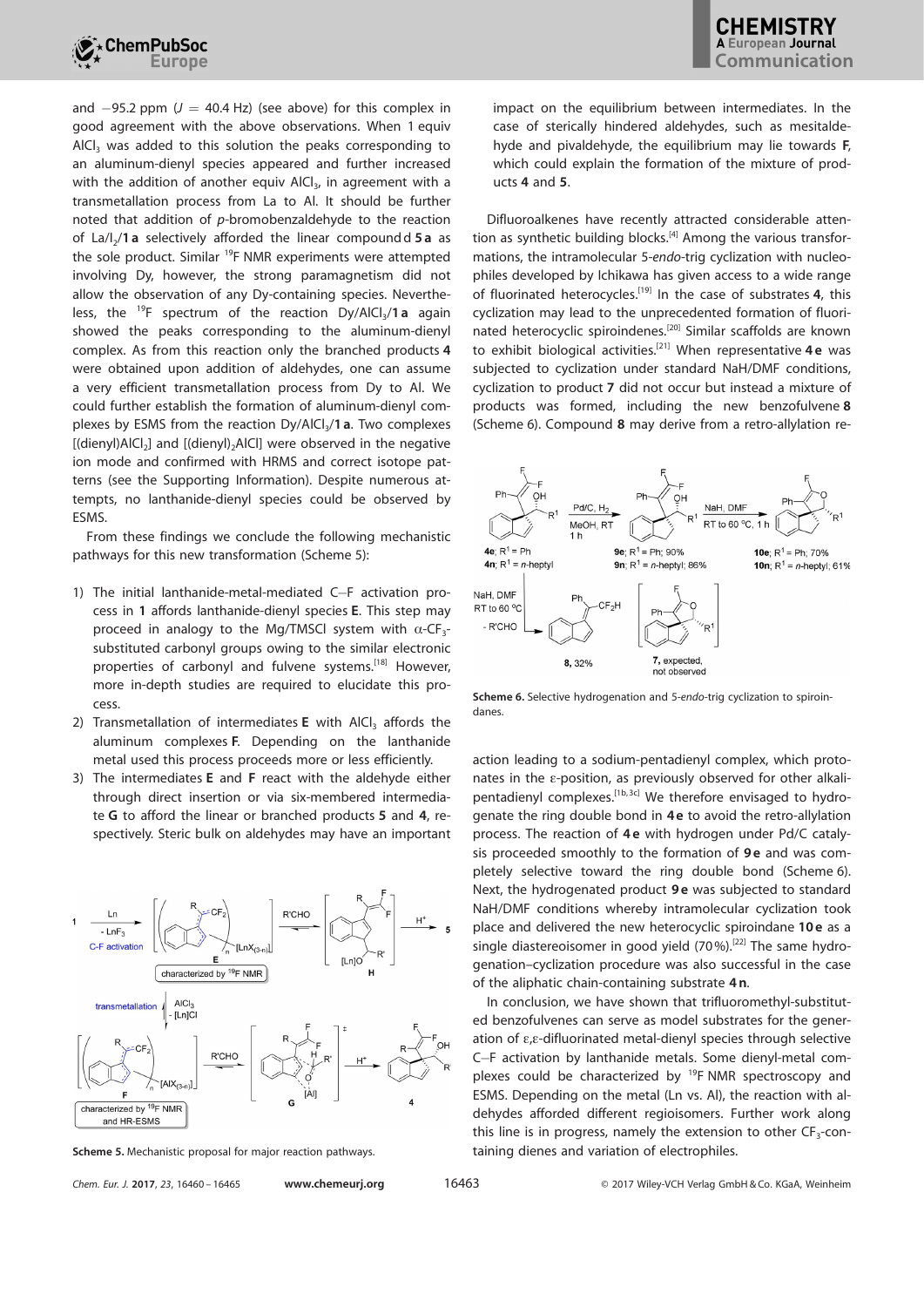and −95.2 ppm ($J$ = 40.4 Hz) (see above) for this complex in good agreement with the above observations. When 1 equiv $AlCl_3$ was added to this solution the peaks corresponding to an aluminum-dienyl species appeared and further increased with the addition of another equiv $AlCl_3$, in agreement with a transmetallation process from La to Al. It should be further noted that addition of *p*-bromobenzaldehyde to the reaction of La/$I_2$/**1a** selectively afforded the linear compound **5a** as the sole product. Similar $^{19}F$ NMR experiments were attempted involving Dy, however, the strong paramagnetism did not allow the observation of any Dy-containing species. Nevertheless, the $^{19}F$ spectrum of the reaction Dy/$AlCl_3$/**1a** again showed the peaks corresponding to the aluminum-dienyl complex. As from this reaction only the branched products **4** were obtained upon addition of aldehydes, one can assume a very efficient transmetallation process from Dy to Al. We could further establish the formation of aluminum-dienyl complexes by ESMS from the reaction Dy/$AlCl_3$/**1a**. Two complexes [(dienyl)$AlCl_2$] and [(dienyl)$_2$AlCl] were observed in the negative ion mode and confirmed with HRMS and correct isotope patterns (see the Supporting Information). Despite numerous attempts, no lanthanide-dienyl species could be observed by ESMS.

From these findings we conclude the following mechanistic pathways for this new transformation (Scheme 5):

1) The initial lanthanide-metal-mediated C−F activation process in **1** affords lanthanide-dienyl species **E**. This step may proceed in analogy to the Mg/TMSCl system with α-$CF_3$-substituted carbonyl groups owing to the similar electronic properties of carbonyl and fulvene systems.[18] However, more in-depth studies are required to elucidate this process.
2) Transmetallation of intermediates **E** with $AlCl_3$ affords the aluminum complexes **F**. Depending on the lanthanide metal used this process proceeds more or less efficiently.
3) The intermediates **E** and **F** react with the aldehyde either through direct insertion or via six-membered intermediate **G** to afford the linear or branched products **5** and **4**, respectively. Steric bulk on aldehydes may have an important impact on the equilibrium between intermediates. In the case of sterically hindered aldehydes, such as mesitaldehyde and pivaldehyde, the equilibrium may lie towards **F**, which could explain the formation of the mixture of products **4** and **5**.

**Scheme 5.** Mechanistic proposal for major reaction pathways.

Difluoroalkenes have recently attracted considerable attention as synthetic building blocks.[4] Among the various transformations, the intramolecular 5-*endo*-trig cyclization with nucleophiles developed by Ichikawa has given access to a wide range of fluorinated heterocycles.[19] In the case of substrates **4**, this cyclization may lead to the unprecedented formation of fluorinated heterocyclic spiroindenes.[20] Similar scaffolds are known to exhibit biological activities.[21] When representative **4e** was subjected to cyclization under standard NaH/DMF conditions, cyclization to product **7** did not occur but instead a mixture of products was formed, including the new benzofulvene **8** (Scheme 6). Compound **8** may derive from a retro-allylation reaction leading to a sodium-pentadienyl complex, which protonates in the ε-position, as previously observed for other alkali-pentadienyl complexes.[1b,3c] We therefore envisaged to hydrogenate the ring double bond in **4e** to avoid the retro-allylation process. The reaction of **4e** with hydrogen under Pd/C catalysis proceeded smoothly to the formation of **9e** and was completely selective toward the ring double bond (Scheme 6). Next, the hydrogenated product **9e** was subjected to standard NaH/DMF conditions whereby intramolecular cyclization took place and delivered the new heterocyclic spiroindane **10e** as a single diastereoisomer in good yield (70%).[22] The same hydrogenation–cyclization procedure was also successful in the case of the aliphatic chain-containing substrate **4n**.

**Scheme 6.** Selective hydrogenation and 5-*endo*-trig cyclization to spiroindanes.

In conclusion, we have shown that trifluoromethyl-substituted benzofulvenes can serve as model substrates for the generation of ε,ε-difluorinated metal-dienyl species through selective C−F activation by lanthanide metals. Some dienyl-metal complexes could be characterized by $^{19}F$ NMR spectroscopy and ESMS. Depending on the metal (Ln vs. Al), the reaction with aldehydes afforded different regioisomers. Further work along this line is in progress, namely the extension to other $CF_3$-containing dienes and variation of electrophiles.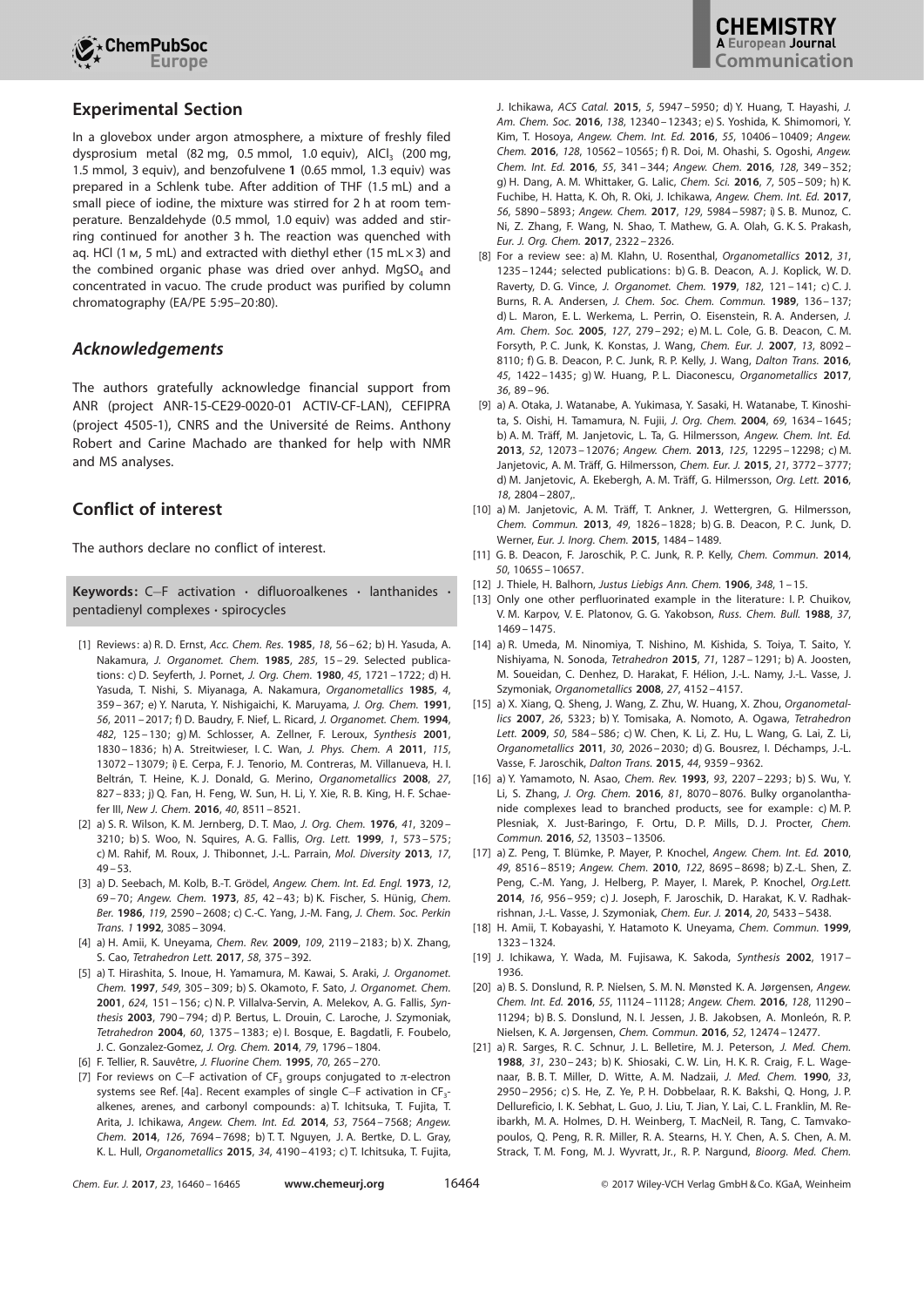## Experimental Section

In a glovebox under argon atmosphere, a mixture of freshly filed dysprosium metal (82 mg, 0.5 mmol, 1.0 equiv), $AlCl_3$ (200 mg, 1.5 mmol, 3 equiv), and benzofulvene **1** (0.65 mmol, 1.3 equiv) was prepared in a Schlenk tube. After addition of THF (1.5 mL) and a small piece of iodine, the mixture was stirred for 2 h at room temperature. Benzaldehyde (0.5 mmol, 1.0 equiv) was added and stirring continued for another 3 h. The reaction was quenched with aq. HCl (1 M, 5 mL) and extracted with diethyl ether (15 mL×3) and the combined organic phase was dried over anhyd. $MgSO_4$ and concentrated in vacuo. The crude product was purified by column chromatography (EA/PE 5:95–20:80).

## *Acknowledgements*

The authors gratefully acknowledge financial support from ANR (project ANR-15-CE29-0020-01 ACTIV-CF-LAN), CEFIPRA (project 4505-1), CNRS and the Université de Reims. Anthony Robert and Carine Machado are thanked for help with NMR and MS analyses.

## Conflict of interest

The authors declare no conflict of interest.

**Keywords:** C−F activation · difluoroalkenes · lanthanides · pentadienyl complexes · spirocycles

[1] Reviews: a) R. D. Ernst, *Acc. Chem. Res.* **1985**, *18*, 56–62; b) H. Yasuda, A. Nakamura, *J. Organomet. Chem.* **1985**, *285*, 15–29. Selected publications: c) D. Seyferth, J. Pornet, *J. Org. Chem.* **1980**, *45*, 1721–1722; d) H. Yasuda, T. Nishi, S. Miyanaga, A. Nakamura, *Organometallics* **1985**, *4*, 359–367; e) Y. Naruta, Y. Nishigaichi, K. Maruyama, *J. Org. Chem.* **1991**, *56*, 2011–2017; f) D. Baudry, F. Nief, L. Ricard, *J. Organomet. Chem.* **1994**, *482*, 125–130; g) M. Schlosser, A. Zellner, F. Leroux, *Synthesis* **2001**, 1830–1836; h) A. Streitwieser, I. C. Wan, *J. Phys. Chem. A* **2011**, *115*, 13072–13079; i) E. Cerpa, F. J. Tenorio, M. Contreras, M. Villanueva, H. I. Beltrán, T. Heine, K. J. Donald, G. Merino, *Organometallics* **2008**, *27*, 827–833; j) Q. Fan, H. Feng, W. Sun, H. Li, Y. Xie, R. B. King, H. F. Schaefer III, *New J. Chem.* **2016**, *40*, 8511–8521.

[2] a) S. R. Wilson, K. M. Jernberg, D. T. Mao, *J. Org. Chem.* **1976**, *41*, 3209–3210; b) S. Woo, N. Squires, A. G. Fallis, *Org. Lett.* **1999**, *1*, 573–575; c) M. Rahif, M. Roux, J. Thibonnet, J.-L. Parrain, *Mol. Diversity* **2013**, *17*, 49–53.

[3] a) D. Seebach, M. Kolb, B.-T. Gröbel, *Angew. Chem. Int. Ed. Engl.* **1973**, *12*, 69–70; *Angew. Chem.* **1973**, *85*, 42–43; b) K. Fischer, S. Hünig, *Chem. Ber.* **1986**, *119*, 2590–2608; c) C.-C. Yang, J.-M. Fang, *J. Chem. Soc. Perkin Trans. 1* **1992**, 3085–3094.

[4] a) H. Amii, K. Uneyama, *Chem. Rev.* **2009**, *109*, 2119–2183; b) X. Zhang, S. Cao, *Tetrahedron Lett.* **2017**, *58*, 375–392.

[5] a) T. Hirashita, S. Inoue, H. Yamamura, M. Kawai, S. Araki, *J. Organomet. Chem.* **1997**, *549*, 305–309; b) S. Okamoto, F. Sato, *J. Organomet. Chem.* **2001**, *624*, 151–156; c) N. P. Villalva-Servin, A. Melekov, A. G. Fallis, *Synthesis* **2003**, 790–794; d) P. Bertus, L. Drouin, C. Laroche, J. Szymoniak, *Tetrahedron* **2004**, *60*, 1375–1383; e) I. Bosque, E. Bagdatli, F. Foubelo, J. C. Gonzalez-Gomez, *J. Org. Chem.* **2014**, *79*, 1796–1804.

[6] F. Tellier, R. Sauvêtre, *J. Fluorine Chem.* **1995**, *70*, 265–270.

[7] For reviews on C−F activation of $CF_3$ groups conjugated to π-electron systems see Ref. [4a]. Recent examples of single C−F activation in $CF_3$-alkenes, arenes, and carbonyl compounds: a) T. Ichitsuka, T. Fujita, T. Arita, J. Ichikawa, *Angew. Chem. Int. Ed.* **2014**, *53*, 7564–7568; *Angew. Chem.* **2014**, *126*, 7694–7698; b) T. T. Nguyen, J. A. Bertke, D. L. Gray, K. L. Hull, *Organometallics* **2015**, *34*, 4190–4193; c) T. Ichitsuka, T. Fujita, J. Ichikawa, *ACS Catal.* **2015**, *5*, 5947–5950; d) Y. Huang, T. Hayashi, *J. Am. Chem. Soc.* **2016**, *138*, 12340–12343; e) S. Yoshida, K. Shimomori, Y. Kim, T. Hosoya, *Angew. Chem. Int. Ed.* **2016**, *55*, 10406–10409; *Angew. Chem.* **2016**, *128*, 10562–10565; f) R. Doi, M. Ohashi, S. Ogoshi, *Angew. Chem. Int. Ed.* **2016**, *55*, 341–344; *Angew. Chem.* **2016**, *128*, 349–352; g) H. Dang, A. M. Whittaker, G. Lalic, *Chem. Sci.* **2016**, *7*, 505–509; h) K. Fuchibe, H. Hatta, K. Oh, R. Oki, J. Ichikawa, *Angew. Chem. Int. Ed.* **2017**, *56*, 5890–5893; *Angew. Chem.* **2017**, *129*, 5984–5987; i) S. B. Munoz, C. Ni, Z. Zhang, F. Wang, N. Shao, T. Mathew, G. A. Olah, G. K. S. Prakash, *Eur. J. Org. Chem.* **2017**, 2322–2326.

[8] For a review see: a) M. Klahn, U. Rosenthal, *Organometallics* **2012**, *31*, 1235–1244; selected publications: b) G. B. Deacon, A. J. Koplick, W. D. Raverty, D. G. Vince, *J. Organomet. Chem.* **1979**, *182*, 121–141; c) C. J. Burns, R. A. Andersen, *J. Chem. Soc. Chem. Commun.* **1989**, 136–137; d) L. Maron, E. L. Werkema, L. Perrin, O. Eisenstein, R. A. Andersen, *J. Am. Chem. Soc.* **2005**, *127*, 279–292; e) M. L. Cole, G. B. Deacon, C. M. Forsyth, P. C. Junk, K. Konstas, J. Wang, *Chem. Eur. J.* **2007**, *13*, 8092–8110; f) G. B. Deacon, P. C. Junk, R. P. Kelly, J. Wang, *Dalton Trans.* **2016**, *45*, 1422–1435; g) W. Huang, P. L. Diaconescu, *Organometallics* **2017**, *36*, 89–96.

[9] a) A. Otaka, J. Watanabe, A. Yukimasa, Y. Sasaki, H. Watanabe, T. Kinoshita, S. Oishi, H. Tamamura, N. Fujii, *J. Org. Chem.* **2004**, *69*, 1634–1645; b) A. M. Träff, M. Janjetovic, L. Ta, G. Hilmersson, *Angew. Chem. Int. Ed.* **2013**, *52*, 12073–12076; *Angew. Chem.* **2013**, *125*, 12295–12298; c) M. Janjetovic, A. M. Träff, G. Hilmersson, *Chem. Eur. J.* **2015**, *21*, 3772–3777; d) M. Janjetovic, A. Ekebergh, A. M. Träff, G. Hilmersson, *Org. Lett.* **2016**, *18*, 2804–2807,.

[10] a) M. Janjetovic, A. M. Träff, T. Ankner, J. Wettergren, G. Hilmersson, *Chem. Commun.* **2013**, *49*, 1826–1828; b) G. B. Deacon, P. C. Junk, D. Werner, *Eur. J. Inorg. Chem.* **2015**, 1484–1489.

[11] G. B. Deacon, F. Jaroschik, P. C. Junk, R. P. Kelly, *Chem. Commun.* **2014**, *50*, 10655–10657.

[12] J. Thiele, H. Balhorn, *Justus Liebigs Ann. Chem.* **1906**, *348*, 1–15.

[13] Only one other perfluorinated example in the literature: I. P. Chuikov, V. M. Karpov, V. E. Platonov, G. G. Yakobson, *Russ. Chem. Bull.* **1988**, *37*, 1469–1475.

[14] a) R. Umeda, M. Ninomiya, T. Nishino, M. Kishida, S. Toiya, T. Saito, Y. Nishiyama, N. Sonoda, *Tetrahedron* **2015**, *71*, 1287–1291; b) A. Joosten, M. Soueidan, C. Denhez, D. Harakat, F. Hélion, J.-L. Namy, J.-L. Vasse, J. Szymoniak, *Organometallics* **2008**, *27*, 4152–4157.

[15] a) X. Xiang, Q. Sheng, J. Wang, Z. Zhu, W. Huang, X. Zhou, *Organometallics* **2007**, *26*, 5323; b) Y. Tomisaka, A. Nomoto, A. Ogawa, *Tetrahedron Lett.* **2009**, *50*, 584–586; c) W. Chen, K. Li, Z. Hu, L. Wang, G. Lai, Z. Li, *Organometallics* **2011**, *30*, 2026–2030; d) G. Bousrez, I. Déchamps, J.-L. Vasse, F. Jaroschik, *Dalton Trans.* **2015**, *44*, 9359–9362.

[16] a) Y. Yamamoto, N. Asao, *Chem. Rev.* **1993**, *93*, 2207–2293; b) S. Wu, Y. Li, S. Zhang, *J. Org. Chem.* **2016**, *81*, 8070–8076. Bulky organolanthanide complexes lead to branched products, see for example: c) M. P. Plesniak, X. Just-Baringo, F. Ortu, D. P. Mills, D. J. Procter, *Chem. Commun.* **2016**, *52*, 13503–13506.

[17] a) Z. Peng, T. Blümke, P. Mayer, P. Knochel, *Angew. Chem. Int. Ed.* **2010**, *49*, 8516–8519; *Angew. Chem.* **2010**, *122*, 8695–8698; b) Z.-L. Shen, Z. Peng, C.-M. Yang, J. Helberg, P. Mayer, I. Marek, P. Knochel, *Org.Lett.* **2014**, *16*, 956–959; c) J. Joseph, F. Jaroschik, D. Harakat, K. V. Radhakrishnan, J.-L. Vasse, J. Szymoniak, *Chem. Eur. J.* **2014**, *20*, 5433–5438.

[18] H. Amii, T. Kobayashi, Y. Hatamoto K. Uneyama, *Chem. Commun.* **1999**, 1323–1324.

[19] J. Ichikawa, Y. Wada, M. Fujisawa, K. Sakoda, *Synthesis* **2002**, 1917–1936.

[20] a) B. S. Donslund, R. P. Nielsen, S. M. N. Mønsted K. A. Jørgensen, *Angew. Chem. Int. Ed.* **2016**, *55*, 11124–11128; *Angew. Chem.* **2016**, *128*, 11290–11294; b) B. S. Donslund, N. I. Jessen, J. B. Jakobsen, A. Monleón, R. P. Nielsen, K. A. Jørgensen, *Chem. Commun.* **2016**, *52*, 12474–12477.

[21] a) R. Sarges, R. C. Schnur, J. L. Belletire, M. J. Peterson, *J. Med. Chem.* **1988**, *31*, 230–243; b) K. Shiosaki, C. W. Lin, H. K. R. Craig, F. L. Wagenaar, B. B. T. Miller, D. Witte, A. M. Nadzaii, *J. Med. Chem.* **1990**, *33*, 2950–2956; c) S. He, Z. Ye, P. H. Dobbelaar, R. K. Bakshi, Q. Hong, J. P. Dellureficio, I. K. Sebhat, L. Guo, J. Liu, T. Jian, Y. Lai, C. L. Franklin, M. Reibarkh, M. A. Holmes, D. H. Weinberg, T. MacNeil, R. Tang, C. Tamvakopoulos, Q. Peng, R. R. Miller, R. A. Stearns, H. Y. Chen, A. S. Chen, A. M. Strack, T. M. Fong, M. J. Wyvratt, Jr., R. P. Nargund, *Bioorg. Med. Chem.*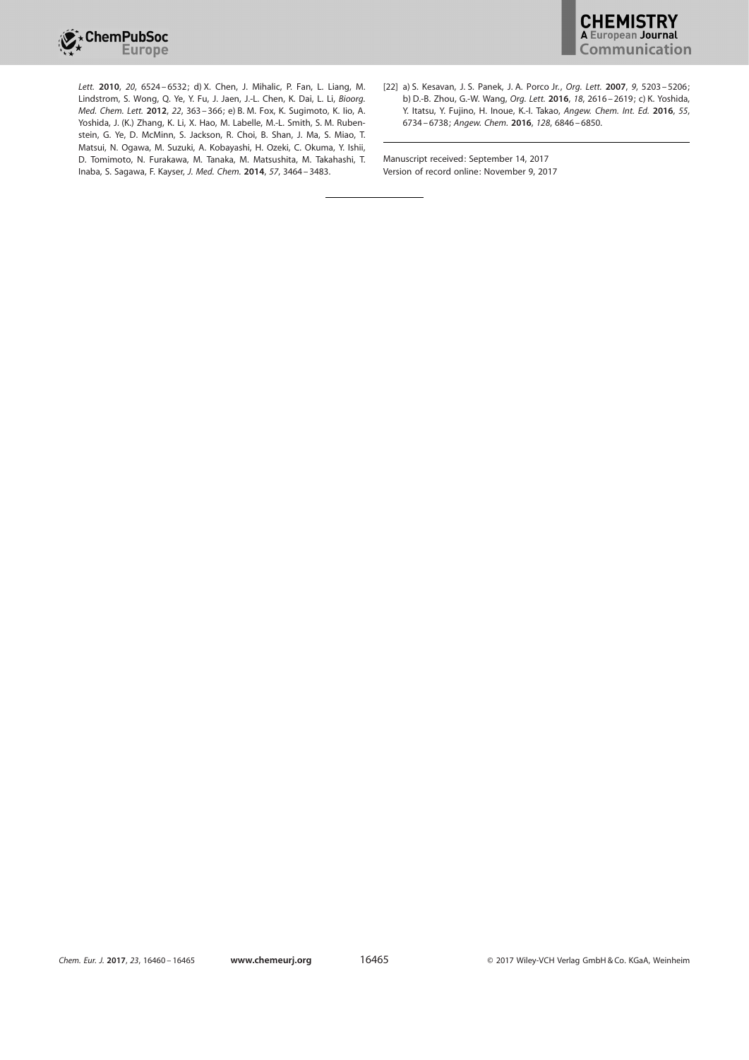*Lett.* **2010**, *20*, 6524 – 6532; d) X. Chen, J. Mihalic, P. Fan, L. Liang, M. Lindstrom, S. Wong, Q. Ye, Y. Fu, J. Jaen, J.-L. Chen, K. Dai, L. Li, *Bioorg. Med. Chem. Lett.* **2012**, *22*, 363 – 366; e) B. M. Fox, K. Sugimoto, K. Iio, A. Yoshida, J. (K.) Zhang, K. Li, X. Hao, M. Labelle, M.-L. Smith, S. M. Rubenstein, G. Ye, D. McMinn, S. Jackson, R. Choi, B. Shan, J. Ma, S. Miao, T. Matsui, N. Ogawa, M. Suzuki, A. Kobayashi, H. Ozeki, C. Okuma, Y. Ishii, D. Tomimoto, N. Furakawa, M. Tanaka, M. Matsushita, M. Takahashi, T. Inaba, S. Sagawa, F. Kayser, *J. Med. Chem.* **2014**, *57*, 3464 – 3483.

[22] a) S. Kesavan, J. S. Panek, J. A. Porco Jr., *Org. Lett.* **2007**, *9*, 5203 – 5206; b) D.-B. Zhou, G.-W. Wang, *Org. Lett.* **2016**, *18*, 2616 – 2619; c) K. Yoshida, Y. Itatsu, Y. Fujino, H. Inoue, K.-I. Takao, *Angew. Chem. Int. Ed.* **2016**, *55*, 6734 – 6738; *Angew. Chem.* **2016**, *128*, 6846 – 6850.

Manuscript received: September 14, 2017
Version of record online: November 9, 2017